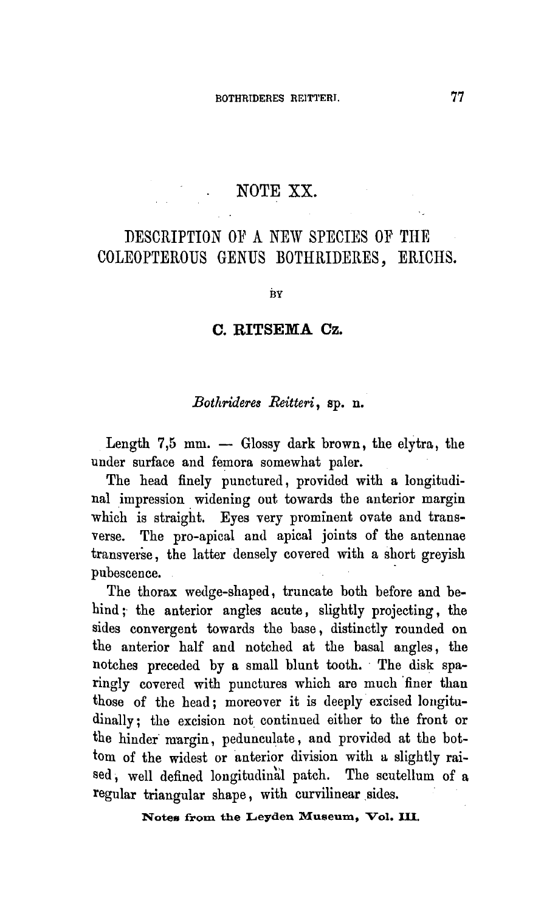# NOTE XX.

## DESCRIPTION OF A NEW SPECIES OF THE COLEOPTEROUS GENUS BOTHRIDERES, ERICHS.

BY

**C. RITSEMA Cz.**

*Bothrideres Reitteri*, sp. n.

Length 7,5 mm. — Glossy dark brown, the elytra, the under surface and femora somewhat paler.

The head finely punctured, provided with a longitudinal impression widening out towards the anterior margin which is straight. Eyes very prominent ovate and transverse. The pro-apical and apical joints of the antennae transverse, the latter densely covered with a short greyish pubescence.

The thorax wedge-shaped, truncate both before and behind; the anterior angles acute, slightly projecting, the sides convergent towards the base, distinctly rounded on the anterior half and notched at the basal angles, the notches preceded by a small blunt tooth. The disk sparingly covered with punctures which are much finer than those of the head; moreover it is deeply excised longitudinally; the excision not continued either to the front or the hinder margin, pedunculate, and provided at the bottom of the widest or anterior division with a slightly raised, well defined longitudinal patch. The scutellum of a regular triangular shape, with curvilinear sides.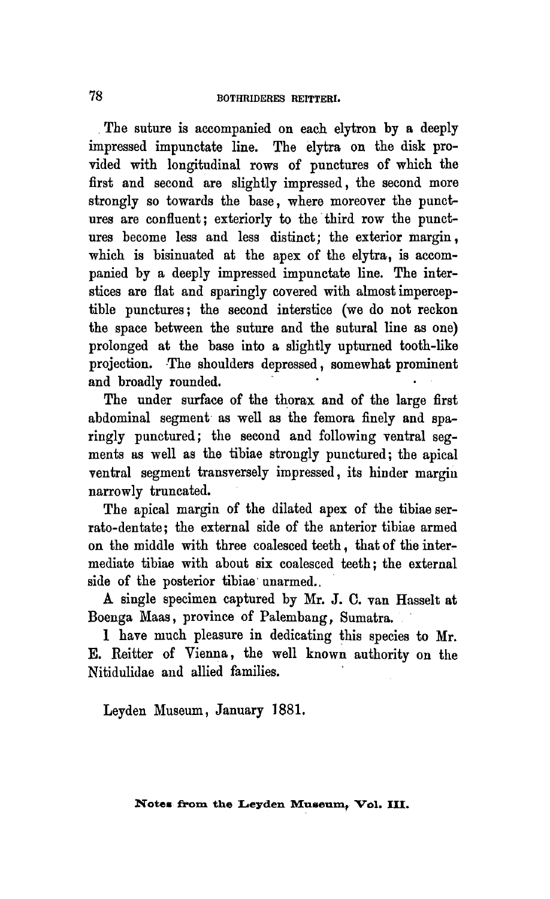The suture is accompanied on each elytron by a deeply impressed impunctate line. The elytra on the disk provided with longitudinal rows of punctures of which the first and second are slightly impressed, the second more strongly so towards the base, where moreover the punctures are confluent; exteriorly to the third row the punctures become less and less distinct; the exterior margin, which is bisinuated at the apex of the elytra, is accompanied by a deeply impressed impunctate line. The interstices are flat and sparingly covered with almost imperceptible punctures; the second interstice (we do not reckon the space between the suture and the sutural line as one) prolonged at the base into a slightly upturned tooth-like projection. The shoulders depressed, somewhat prominent and broadly rounded.

The under surface of the thorax and of the large first abdominal segment as well as the femora finely and sparingly punctured; the second and following ventral segments as well as the tibiae strongly punctured; the apical ventral segment transversely impressed, its hinder margin narrowly truncated.

The apical margin of the dilated apex of the tibiae serrato-dentate; the external side of the anterior tibiae armed on the middle with three coalesced teeth, that of the intermediate tibiae with about six coalesced teeth; the external side of the posterior tibiae unarmed.

A single specimen captured by Mr. J. C. van Hasselt at Boenga Maas, province of Palembang, Sumatra.

I have much pleasure in dedicating this species to Mr. E. Reitter of Vienna, the well known authority on the Nitidulidae and allied families.

Leyden Museum, January 1881.